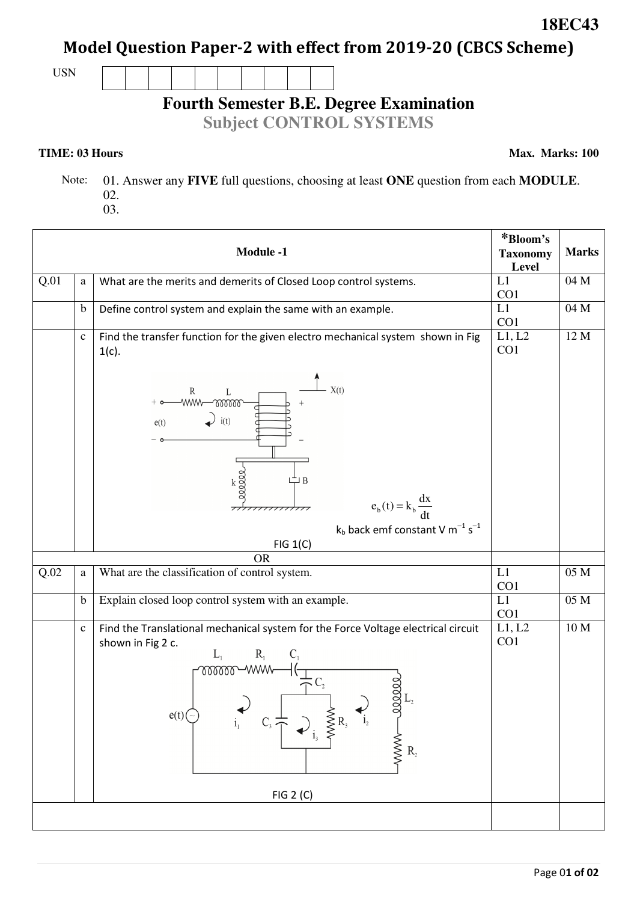**18EC43**

# Model Question Paper-2 with effect from 2019-20 (CBCS Scheme)

USN

## Fourth Semester B.E. Degree Examination

### Subject CONTROL SYSTEMS

**TIME: 03 Hours** **Max. Marks: 100**

Note: 01. Answer any **FIVE** full questions, choosing at least **ONE** question from each **MODULE**.
02.
03.

| | | **Module -1** | ***Bloom's Taxonomy Level** | **Marks** |
|---|---|---|---|---|
| Q.01 | a | What are the merits and demerits of Closed Loop control systems. | L1 CO1 | 04 M |
| | b | Define control system and explain the same with an example. | L1 CO1 | 04 M |
| | c | Find the transfer function for the given electro mechanical system shown in Fig 1(c). $e_b(t) = k_b \frac{dx}{dt}$ ; $k_b$ back emf constant V $m^{-1}$ $s^{-1}$ FIG 1(C) | L1, L2 CO1 | 12 M |
| | | OR | | |
| Q.02 | a | What are the classification of control system. | L1 CO1 | 05 M |
| | b | Explain closed loop control system with an example. | L1 CO1 | 05 M |
| | c | Find the Translational mechanical system for the Force Voltage electrical circuit shown in Fig 2 c. FIG 2 (C) | L1, L2 CO1 | 10 M |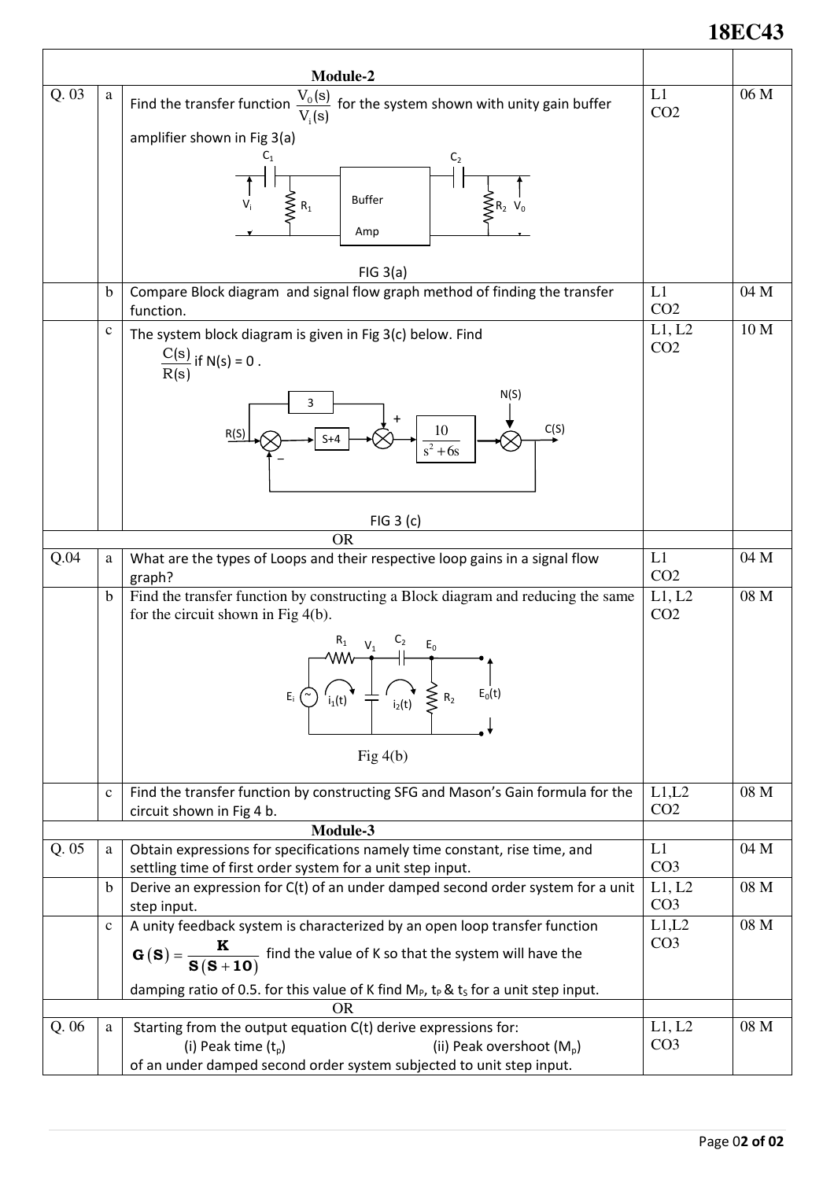| | | Module-2 | | |
|---|---|---|---|---|
| Q. 03 | a | Find the transfer function $\frac{V_0(s)}{V_i(s)}$ for the system shown with unity gain buffer amplifier shown in Fig 3(a)<br><br>FIG 3(a) | L1<br>CO2 | 06 M |
| | b | Compare Block diagram and signal flow graph method of finding the transfer function. | L1<br>CO2 | 04 M |
| | c | The system block diagram is given in Fig 3(c) below. Find $\frac{C(s)}{R(s)}$ if N(s) = 0 .<br><br>FIG 3 (c) | L1, L2<br>CO2 | 10 M |
| | | OR | | |
| Q.04 | a | What are the types of Loops and their respective loop gains in a signal flow graph? | L1<br>CO2 | 04 M |
| | b | Find the transfer function by constructing a Block diagram and reducing the same for the circuit shown in Fig 4(b).<br><br>Fig 4(b) | L1, L2<br>CO2 | 08 M |
| | c | Find the transfer function by constructing SFG and Mason's Gain formula for the circuit shown in Fig 4 b. | L1,L2<br>CO2 | 08 M |
| | | Module-3 | | |
| Q. 05 | a | Obtain expressions for specifications namely time constant, rise time, and settling time of first order system for a unit step input. | L1<br>CO3 | 04 M |
| | b | Derive an expression for C(t) of an under damped second order system for a unit step input. | L1, L2<br>CO3 | 08 M |
| | c | A unity feedback system is characterized by an open loop transfer function $\mathbf{G(S)} = \frac{\mathbf{K}}{\mathbf{S(S+10)}}$ find the value of K so that the system will have the damping ratio of 0.5. for this value of K find $M_P$, $t_P$ & $t_S$ for a unit step input. | L1,L2<br>CO3 | 08 M |
| | | OR | | |
| Q. 06 | a | Starting from the output equation C(t) derive expressions for:<br>(i) Peak time ($t_p$) (ii) Peak overshoot ($M_p$)<br>of an under damped second order system subjected to unit step input. | L1, L2<br>CO3 | 08 M |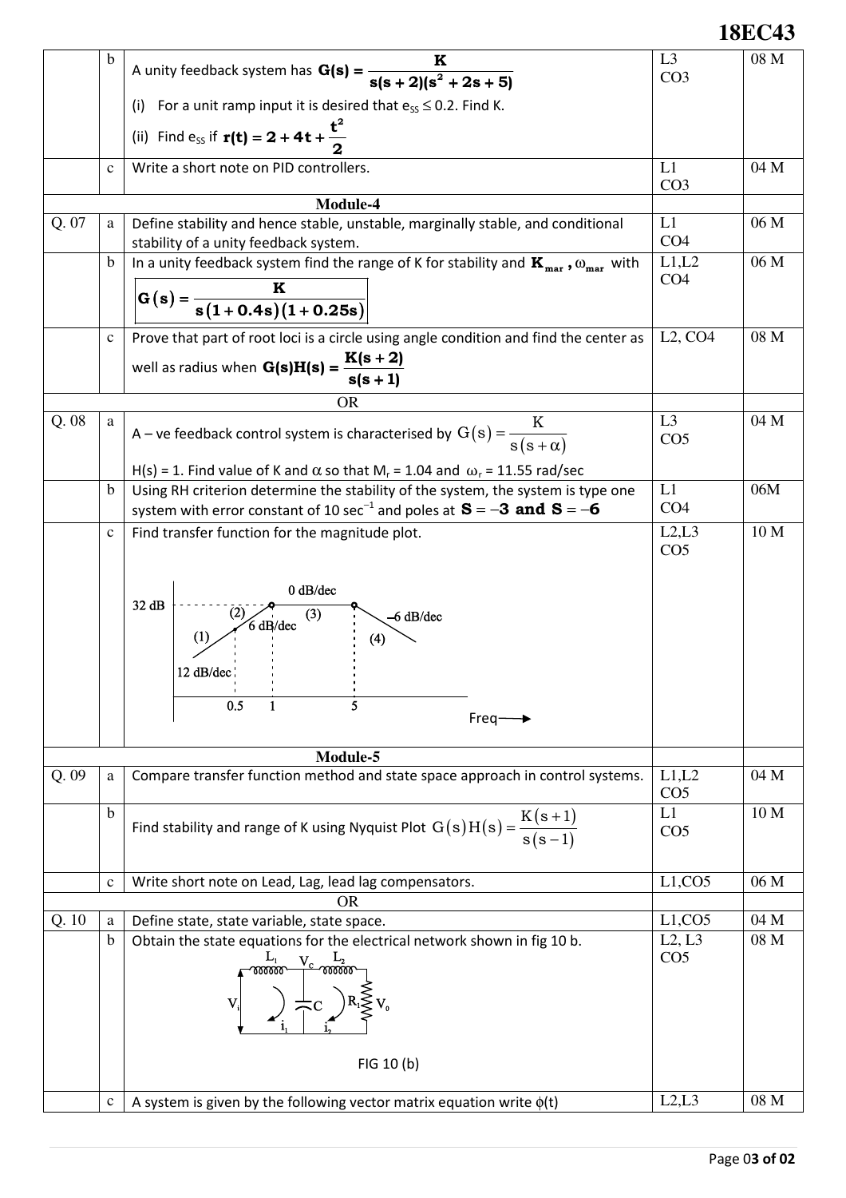| | | | | |
|---|---|---|---|---|
| | b | A unity feedback system has $G(s) = \dfrac{K}{s(s+2)(s^2+2s+5)}$ <br> (i) For a unit ramp input it is desired that $e_{SS} \leq 0.2$. Find K. <br> (ii) Find $e_{SS}$ if $r(t) = 2 + 4t + \dfrac{t^2}{2}$ | L3 CO3 | 08 M |
| | c | Write a short note on PID controllers. | L1 CO3 | 04 M |
| **Module-4** | | | | |
| Q. 07 | a | Define stability and hence stable, unstable, marginally stable, and conditional stability of a unity feedback system. | L1 CO4 | 06 M |
| | b | In a unity feedback system find the range of K for stability and $K_{mar}$, $\omega_{mar}$ with $G(s) = \dfrac{K}{s(1+0.4s)(1+0.25s)}$ | L1,L2 CO4 | 06 M |
| | c | Prove that part of root loci is a circle using angle condition and find the center as well as radius when $G(s)H(s) = \dfrac{K(s+2)}{s(s+1)}$ | L2, CO4 | 08 M |
| **OR** | | | | |
| Q. 08 | a | A – ve feedback control system is characterised by $G(s) = \dfrac{K}{s(s+\alpha)}$ <br> H(s) = 1. Find value of K and $\alpha$ so that $M_r = 1.04$ and $\omega_r = 11.55$ rad/sec | L3 CO5 | 04 M |
| | b | Using RH criterion determine the stability of the system, the system is type one system with error constant of 10 $sec^{-1}$ and poles at $S = -3$ and $S = -6$ | L1 CO4 | 06M |
| | c | Find transfer function for the magnitude plot. <br> [Magnitude plot: 32 dB level; segment (1) 12 dB/dec up to 0.5; segment (2) 6 dB/dec from 0.5 to 1; segment (3) 0 dB/dec from 1 to 5; segment (4) –6 dB/dec after 5; Freq axis] | L2,L3 CO5 | 10 M |
| **Module-5** | | | | |
| Q. 09 | a | Compare transfer function method and state space approach in control systems. | L1,L2 CO5 | 04 M |
| | b | Find stability and range of K using Nyquist Plot $G(s)H(s) = \dfrac{K(s+1)}{s(s-1)}$ | L1 CO5 | 10 M |
| | c | Write short note on Lead, Lag, lead lag compensators. | L1,CO5 | 06 M |
| **OR** | | | | |
| Q. 10 | a | Define state, state variable, state space. | L1,CO5 | 04 M |
| | b | Obtain the state equations for the electrical network shown in fig 10 b. <br> [Circuit: $V_i$, $L_1$, $V_c$, $L_2$, C, $R_1$, $V_0$, $i_1$, $i_2$] <br> FIG 10 (b) | L2, L3 CO5 | 08 M |
| | c | A system is given by the following vector matrix equation write $\phi(t)$ | L2,L3 | 08 M |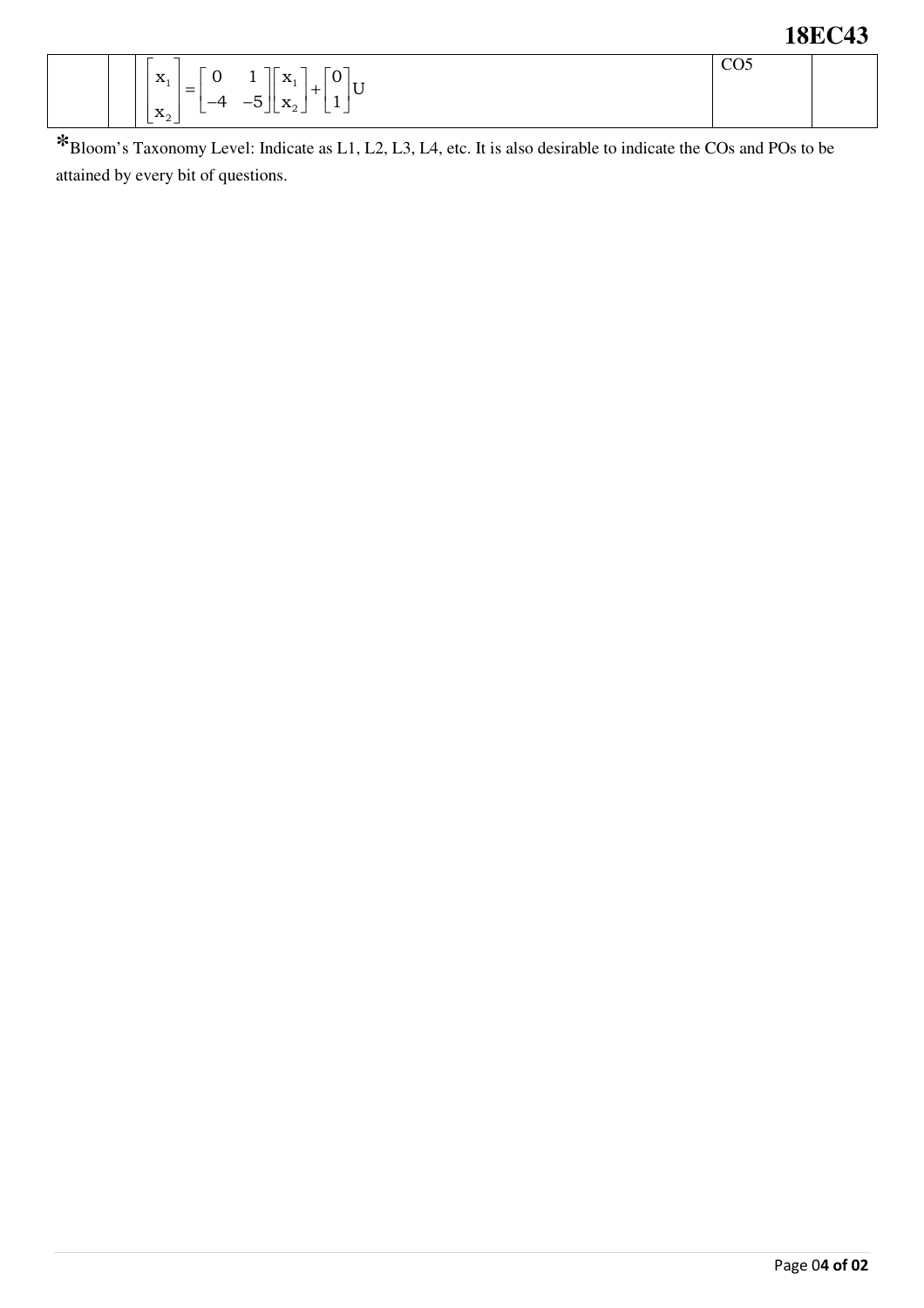| | | | | |
|---|---|---|---|---|
| | | $$\begin{bmatrix} x_1 \\ x_2 \end{bmatrix} = \begin{bmatrix} 0 & 1 \\ -4 & -5 \end{bmatrix} \begin{bmatrix} x_1 \\ x_2 \end{bmatrix} + \begin{bmatrix} 0 \\ 1 \end{bmatrix} U$$ | CO5 | |

*Bloom's Taxonomy Level: Indicate as L1, L2, L3, L4, etc. It is also desirable to indicate the COs and POs to be attained by every bit of questions.